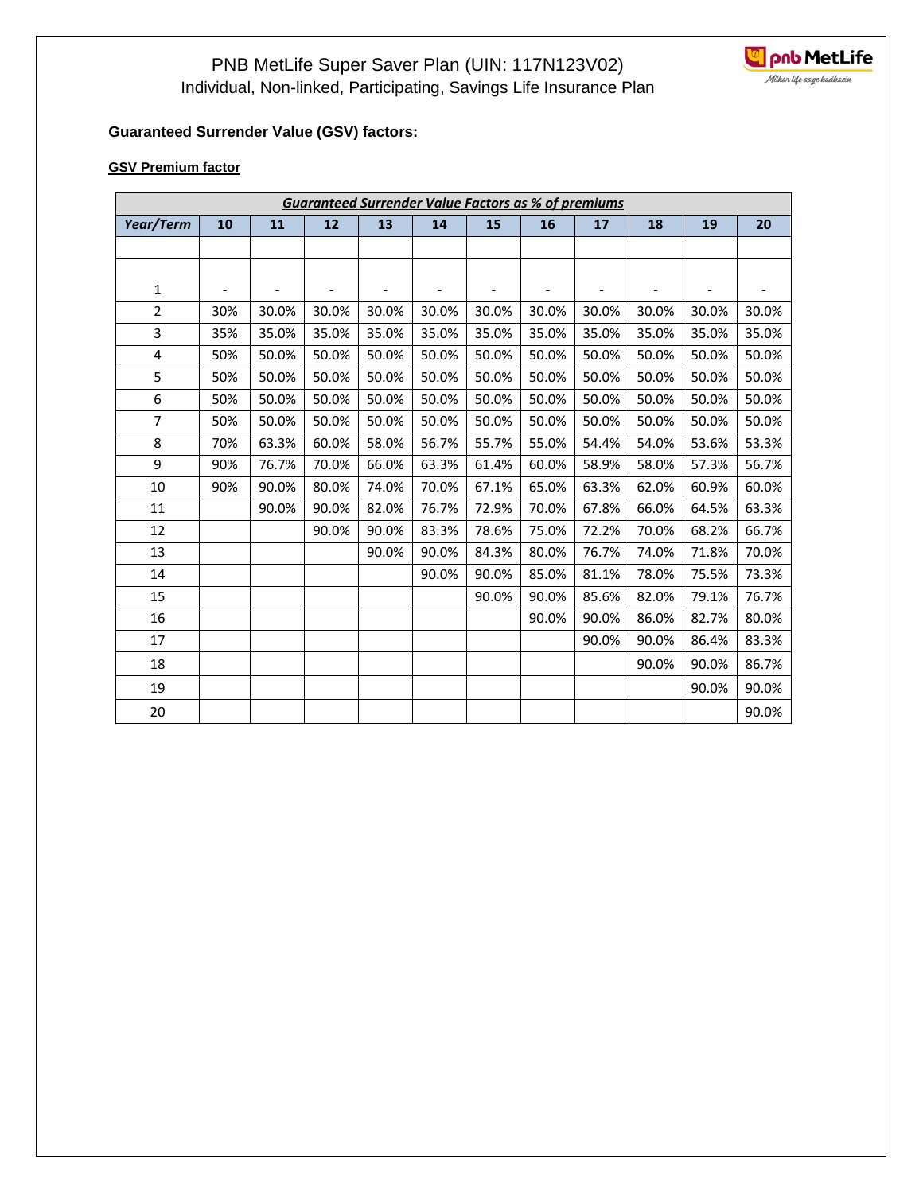PNB MetLife Super Saver Plan (UIN: 117N123V02)
Individual, Non-linked, Participating, Savings Life Insurance Plan

### Guaranteed Surrender Value (GSV) factors:

**GSV Premium factor**

| *Guaranteed Surrender Value Factors as % of premiums* | | | | | | | | | | | |
|---|---|---|---|---|---|---|---|---|---|---|---|
| ***Year/Term*** | **10** | **11** | **12** | **13** | **14** | **15** | **16** | **17** | **18** | **19** | **20** |
| | | | | | | | | | | | |
| 1 | - | - | - | - | - | - | - | - | - | - | - |
| 2 | 30% | 30.0% | 30.0% | 30.0% | 30.0% | 30.0% | 30.0% | 30.0% | 30.0% | 30.0% | 30.0% |
| 3 | 35% | 35.0% | 35.0% | 35.0% | 35.0% | 35.0% | 35.0% | 35.0% | 35.0% | 35.0% | 35.0% |
| 4 | 50% | 50.0% | 50.0% | 50.0% | 50.0% | 50.0% | 50.0% | 50.0% | 50.0% | 50.0% | 50.0% |
| 5 | 50% | 50.0% | 50.0% | 50.0% | 50.0% | 50.0% | 50.0% | 50.0% | 50.0% | 50.0% | 50.0% |
| 6 | 50% | 50.0% | 50.0% | 50.0% | 50.0% | 50.0% | 50.0% | 50.0% | 50.0% | 50.0% | 50.0% |
| 7 | 50% | 50.0% | 50.0% | 50.0% | 50.0% | 50.0% | 50.0% | 50.0% | 50.0% | 50.0% | 50.0% |
| 8 | 70% | 63.3% | 60.0% | 58.0% | 56.7% | 55.7% | 55.0% | 54.4% | 54.0% | 53.6% | 53.3% |
| 9 | 90% | 76.7% | 70.0% | 66.0% | 63.3% | 61.4% | 60.0% | 58.9% | 58.0% | 57.3% | 56.7% |
| 10 | 90% | 90.0% | 80.0% | 74.0% | 70.0% | 67.1% | 65.0% | 63.3% | 62.0% | 60.9% | 60.0% |
| 11 | | 90.0% | 90.0% | 82.0% | 76.7% | 72.9% | 70.0% | 67.8% | 66.0% | 64.5% | 63.3% |
| 12 | | | 90.0% | 90.0% | 83.3% | 78.6% | 75.0% | 72.2% | 70.0% | 68.2% | 66.7% |
| 13 | | | | 90.0% | 90.0% | 84.3% | 80.0% | 76.7% | 74.0% | 71.8% | 70.0% |
| 14 | | | | | 90.0% | 90.0% | 85.0% | 81.1% | 78.0% | 75.5% | 73.3% |
| 15 | | | | | | 90.0% | 90.0% | 85.6% | 82.0% | 79.1% | 76.7% |
| 16 | | | | | | | 90.0% | 90.0% | 86.0% | 82.7% | 80.0% |
| 17 | | | | | | | | 90.0% | 90.0% | 86.4% | 83.3% |
| 18 | | | | | | | | | 90.0% | 90.0% | 86.7% |
| 19 | | | | | | | | | | 90.0% | 90.0% |
| 20 | | | | | | | | | | | 90.0% |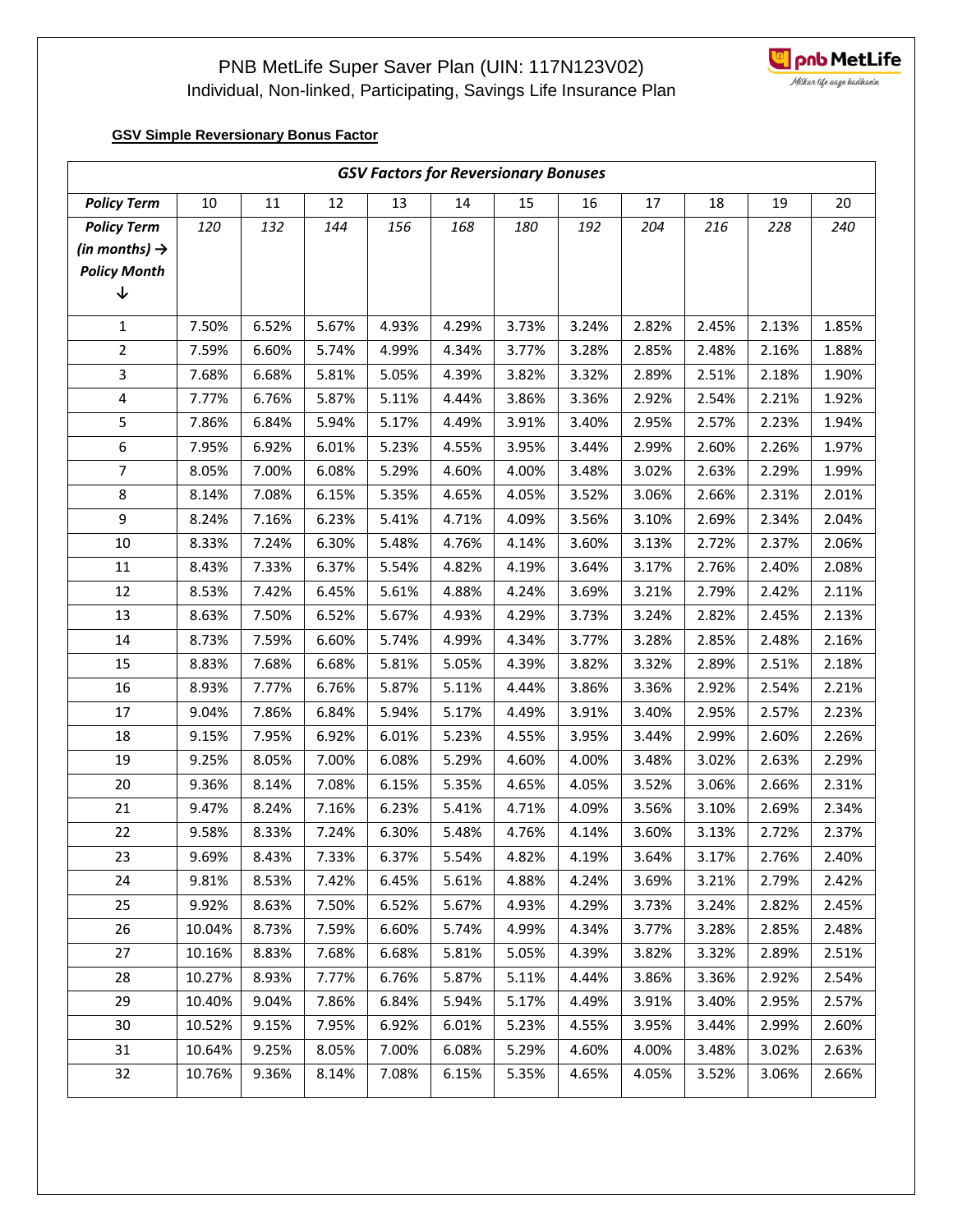**GSV Simple Reversionary Bonus Factor**

| ***GSV Factors for Reversionary Bonuses*** | | | | | | | | | | | |
|---|---|---|---|---|---|---|---|---|---|---|---|
| ***Policy Term*** | 10 | 11 | 12 | 13 | 14 | 15 | 16 | 17 | 18 | 19 | 20 |
| ***Policy Term (in months) → Policy Month ↓*** | *120* | *132* | *144* | *156* | *168* | *180* | *192* | *204* | *216* | *228* | *240* |
| 1 | 7.50% | 6.52% | 5.67% | 4.93% | 4.29% | 3.73% | 3.24% | 2.82% | 2.45% | 2.13% | 1.85% |
| 2 | 7.59% | 6.60% | 5.74% | 4.99% | 4.34% | 3.77% | 3.28% | 2.85% | 2.48% | 2.16% | 1.88% |
| 3 | 7.68% | 6.68% | 5.81% | 5.05% | 4.39% | 3.82% | 3.32% | 2.89% | 2.51% | 2.18% | 1.90% |
| 4 | 7.77% | 6.76% | 5.87% | 5.11% | 4.44% | 3.86% | 3.36% | 2.92% | 2.54% | 2.21% | 1.92% |
| 5 | 7.86% | 6.84% | 5.94% | 5.17% | 4.49% | 3.91% | 3.40% | 2.95% | 2.57% | 2.23% | 1.94% |
| 6 | 7.95% | 6.92% | 6.01% | 5.23% | 4.55% | 3.95% | 3.44% | 2.99% | 2.60% | 2.26% | 1.97% |
| 7 | 8.05% | 7.00% | 6.08% | 5.29% | 4.60% | 4.00% | 3.48% | 3.02% | 2.63% | 2.29% | 1.99% |
| 8 | 8.14% | 7.08% | 6.15% | 5.35% | 4.65% | 4.05% | 3.52% | 3.06% | 2.66% | 2.31% | 2.01% |
| 9 | 8.24% | 7.16% | 6.23% | 5.41% | 4.71% | 4.09% | 3.56% | 3.10% | 2.69% | 2.34% | 2.04% |
| 10 | 8.33% | 7.24% | 6.30% | 5.48% | 4.76% | 4.14% | 3.60% | 3.13% | 2.72% | 2.37% | 2.06% |
| 11 | 8.43% | 7.33% | 6.37% | 5.54% | 4.82% | 4.19% | 3.64% | 3.17% | 2.76% | 2.40% | 2.08% |
| 12 | 8.53% | 7.42% | 6.45% | 5.61% | 4.88% | 4.24% | 3.69% | 3.21% | 2.79% | 2.42% | 2.11% |
| 13 | 8.63% | 7.50% | 6.52% | 5.67% | 4.93% | 4.29% | 3.73% | 3.24% | 2.82% | 2.45% | 2.13% |
| 14 | 8.73% | 7.59% | 6.60% | 5.74% | 4.99% | 4.34% | 3.77% | 3.28% | 2.85% | 2.48% | 2.16% |
| 15 | 8.83% | 7.68% | 6.68% | 5.81% | 5.05% | 4.39% | 3.82% | 3.32% | 2.89% | 2.51% | 2.18% |
| 16 | 8.93% | 7.77% | 6.76% | 5.87% | 5.11% | 4.44% | 3.86% | 3.36% | 2.92% | 2.54% | 2.21% |
| 17 | 9.04% | 7.86% | 6.84% | 5.94% | 5.17% | 4.49% | 3.91% | 3.40% | 2.95% | 2.57% | 2.23% |
| 18 | 9.15% | 7.95% | 6.92% | 6.01% | 5.23% | 4.55% | 3.95% | 3.44% | 2.99% | 2.60% | 2.26% |
| 19 | 9.25% | 8.05% | 7.00% | 6.08% | 5.29% | 4.60% | 4.00% | 3.48% | 3.02% | 2.63% | 2.29% |
| 20 | 9.36% | 8.14% | 7.08% | 6.15% | 5.35% | 4.65% | 4.05% | 3.52% | 3.06% | 2.66% | 2.31% |
| 21 | 9.47% | 8.24% | 7.16% | 6.23% | 5.41% | 4.71% | 4.09% | 3.56% | 3.10% | 2.69% | 2.34% |
| 22 | 9.58% | 8.33% | 7.24% | 6.30% | 5.48% | 4.76% | 4.14% | 3.60% | 3.13% | 2.72% | 2.37% |
| 23 | 9.69% | 8.43% | 7.33% | 6.37% | 5.54% | 4.82% | 4.19% | 3.64% | 3.17% | 2.76% | 2.40% |
| 24 | 9.81% | 8.53% | 7.42% | 6.45% | 5.61% | 4.88% | 4.24% | 3.69% | 3.21% | 2.79% | 2.42% |
| 25 | 9.92% | 8.63% | 7.50% | 6.52% | 5.67% | 4.93% | 4.29% | 3.73% | 3.24% | 2.82% | 2.45% |
| 26 | 10.04% | 8.73% | 7.59% | 6.60% | 5.74% | 4.99% | 4.34% | 3.77% | 3.28% | 2.85% | 2.48% |
| 27 | 10.16% | 8.83% | 7.68% | 6.68% | 5.81% | 5.05% | 4.39% | 3.82% | 3.32% | 2.89% | 2.51% |
| 28 | 10.27% | 8.93% | 7.77% | 6.76% | 5.87% | 5.11% | 4.44% | 3.86% | 3.36% | 2.92% | 2.54% |
| 29 | 10.40% | 9.04% | 7.86% | 6.84% | 5.94% | 5.17% | 4.49% | 3.91% | 3.40% | 2.95% | 2.57% |
| 30 | 10.52% | 9.15% | 7.95% | 6.92% | 6.01% | 5.23% | 4.55% | 3.95% | 3.44% | 2.99% | 2.60% |
| 31 | 10.64% | 9.25% | 8.05% | 7.00% | 6.08% | 5.29% | 4.60% | 4.00% | 3.48% | 3.02% | 2.63% |
| 32 | 10.76% | 9.36% | 8.14% | 7.08% | 6.15% | 5.35% | 4.65% | 4.05% | 3.52% | 3.06% | 2.66% |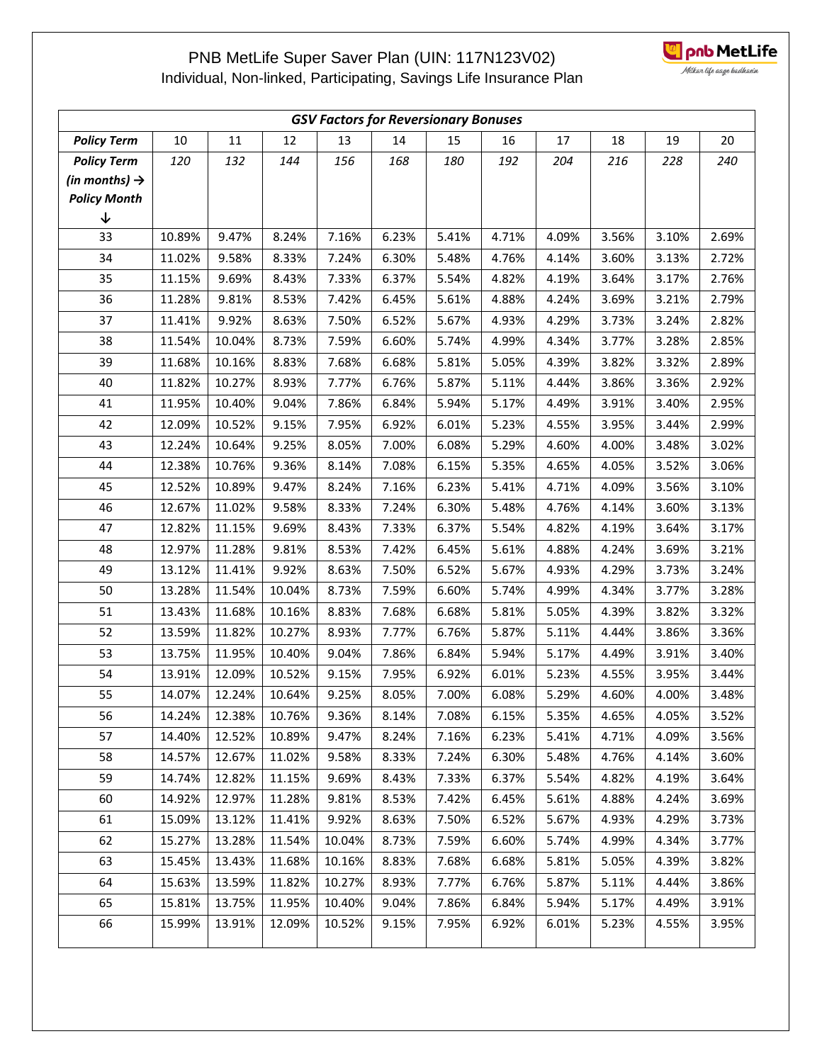PNB MetLife Super Saver Plan (UIN: 117N123V02)
Individual, Non-linked, Participating, Savings Life Insurance Plan

| ***GSV Factors for Reversionary Bonuses*** | | | | | | | | | | | |
|---|---|---|---|---|---|---|---|---|---|---|---|
| ***Policy Term*** | 10 | 11 | 12 | 13 | 14 | 15 | 16 | 17 | 18 | 19 | 20 |
| ***Policy Term (in months) →*** ***Policy Month ↓*** | *120* | *132* | *144* | *156* | *168* | *180* | *192* | *204* | *216* | *228* | *240* |
| 33 | 10.89% | 9.47% | 8.24% | 7.16% | 6.23% | 5.41% | 4.71% | 4.09% | 3.56% | 3.10% | 2.69% |
| 34 | 11.02% | 9.58% | 8.33% | 7.24% | 6.30% | 5.48% | 4.76% | 4.14% | 3.60% | 3.13% | 2.72% |
| 35 | 11.15% | 9.69% | 8.43% | 7.33% | 6.37% | 5.54% | 4.82% | 4.19% | 3.64% | 3.17% | 2.76% |
| 36 | 11.28% | 9.81% | 8.53% | 7.42% | 6.45% | 5.61% | 4.88% | 4.24% | 3.69% | 3.21% | 2.79% |
| 37 | 11.41% | 9.92% | 8.63% | 7.50% | 6.52% | 5.67% | 4.93% | 4.29% | 3.73% | 3.24% | 2.82% |
| 38 | 11.54% | 10.04% | 8.73% | 7.59% | 6.60% | 5.74% | 4.99% | 4.34% | 3.77% | 3.28% | 2.85% |
| 39 | 11.68% | 10.16% | 8.83% | 7.68% | 6.68% | 5.81% | 5.05% | 4.39% | 3.82% | 3.32% | 2.89% |
| 40 | 11.82% | 10.27% | 8.93% | 7.77% | 6.76% | 5.87% | 5.11% | 4.44% | 3.86% | 3.36% | 2.92% |
| 41 | 11.95% | 10.40% | 9.04% | 7.86% | 6.84% | 5.94% | 5.17% | 4.49% | 3.91% | 3.40% | 2.95% |
| 42 | 12.09% | 10.52% | 9.15% | 7.95% | 6.92% | 6.01% | 5.23% | 4.55% | 3.95% | 3.44% | 2.99% |
| 43 | 12.24% | 10.64% | 9.25% | 8.05% | 7.00% | 6.08% | 5.29% | 4.60% | 4.00% | 3.48% | 3.02% |
| 44 | 12.38% | 10.76% | 9.36% | 8.14% | 7.08% | 6.15% | 5.35% | 4.65% | 4.05% | 3.52% | 3.06% |
| 45 | 12.52% | 10.89% | 9.47% | 8.24% | 7.16% | 6.23% | 5.41% | 4.71% | 4.09% | 3.56% | 3.10% |
| 46 | 12.67% | 11.02% | 9.58% | 8.33% | 7.24% | 6.30% | 5.48% | 4.76% | 4.14% | 3.60% | 3.13% |
| 47 | 12.82% | 11.15% | 9.69% | 8.43% | 7.33% | 6.37% | 5.54% | 4.82% | 4.19% | 3.64% | 3.17% |
| 48 | 12.97% | 11.28% | 9.81% | 8.53% | 7.42% | 6.45% | 5.61% | 4.88% | 4.24% | 3.69% | 3.21% |
| 49 | 13.12% | 11.41% | 9.92% | 8.63% | 7.50% | 6.52% | 5.67% | 4.93% | 4.29% | 3.73% | 3.24% |
| 50 | 13.28% | 11.54% | 10.04% | 8.73% | 7.59% | 6.60% | 5.74% | 4.99% | 4.34% | 3.77% | 3.28% |
| 51 | 13.43% | 11.68% | 10.16% | 8.83% | 7.68% | 6.68% | 5.81% | 5.05% | 4.39% | 3.82% | 3.32% |
| 52 | 13.59% | 11.82% | 10.27% | 8.93% | 7.77% | 6.76% | 5.87% | 5.11% | 4.44% | 3.86% | 3.36% |
| 53 | 13.75% | 11.95% | 10.40% | 9.04% | 7.86% | 6.84% | 5.94% | 5.17% | 4.49% | 3.91% | 3.40% |
| 54 | 13.91% | 12.09% | 10.52% | 9.15% | 7.95% | 6.92% | 6.01% | 5.23% | 4.55% | 3.95% | 3.44% |
| 55 | 14.07% | 12.24% | 10.64% | 9.25% | 8.05% | 7.00% | 6.08% | 5.29% | 4.60% | 4.00% | 3.48% |
| 56 | 14.24% | 12.38% | 10.76% | 9.36% | 8.14% | 7.08% | 6.15% | 5.35% | 4.65% | 4.05% | 3.52% |
| 57 | 14.40% | 12.52% | 10.89% | 9.47% | 8.24% | 7.16% | 6.23% | 5.41% | 4.71% | 4.09% | 3.56% |
| 58 | 14.57% | 12.67% | 11.02% | 9.58% | 8.33% | 7.24% | 6.30% | 5.48% | 4.76% | 4.14% | 3.60% |
| 59 | 14.74% | 12.82% | 11.15% | 9.69% | 8.43% | 7.33% | 6.37% | 5.54% | 4.82% | 4.19% | 3.64% |
| 60 | 14.92% | 12.97% | 11.28% | 9.81% | 8.53% | 7.42% | 6.45% | 5.61% | 4.88% | 4.24% | 3.69% |
| 61 | 15.09% | 13.12% | 11.41% | 9.92% | 8.63% | 7.50% | 6.52% | 5.67% | 4.93% | 4.29% | 3.73% |
| 62 | 15.27% | 13.28% | 11.54% | 10.04% | 8.73% | 7.59% | 6.60% | 5.74% | 4.99% | 4.34% | 3.77% |
| 63 | 15.45% | 13.43% | 11.68% | 10.16% | 8.83% | 7.68% | 6.68% | 5.81% | 5.05% | 4.39% | 3.82% |
| 64 | 15.63% | 13.59% | 11.82% | 10.27% | 8.93% | 7.77% | 6.76% | 5.87% | 5.11% | 4.44% | 3.86% |
| 65 | 15.81% | 13.75% | 11.95% | 10.40% | 9.04% | 7.86% | 6.84% | 5.94% | 5.17% | 4.49% | 3.91% |
| 66 | 15.99% | 13.91% | 12.09% | 10.52% | 9.15% | 7.95% | 6.92% | 6.01% | 5.23% | 4.55% | 3.95% |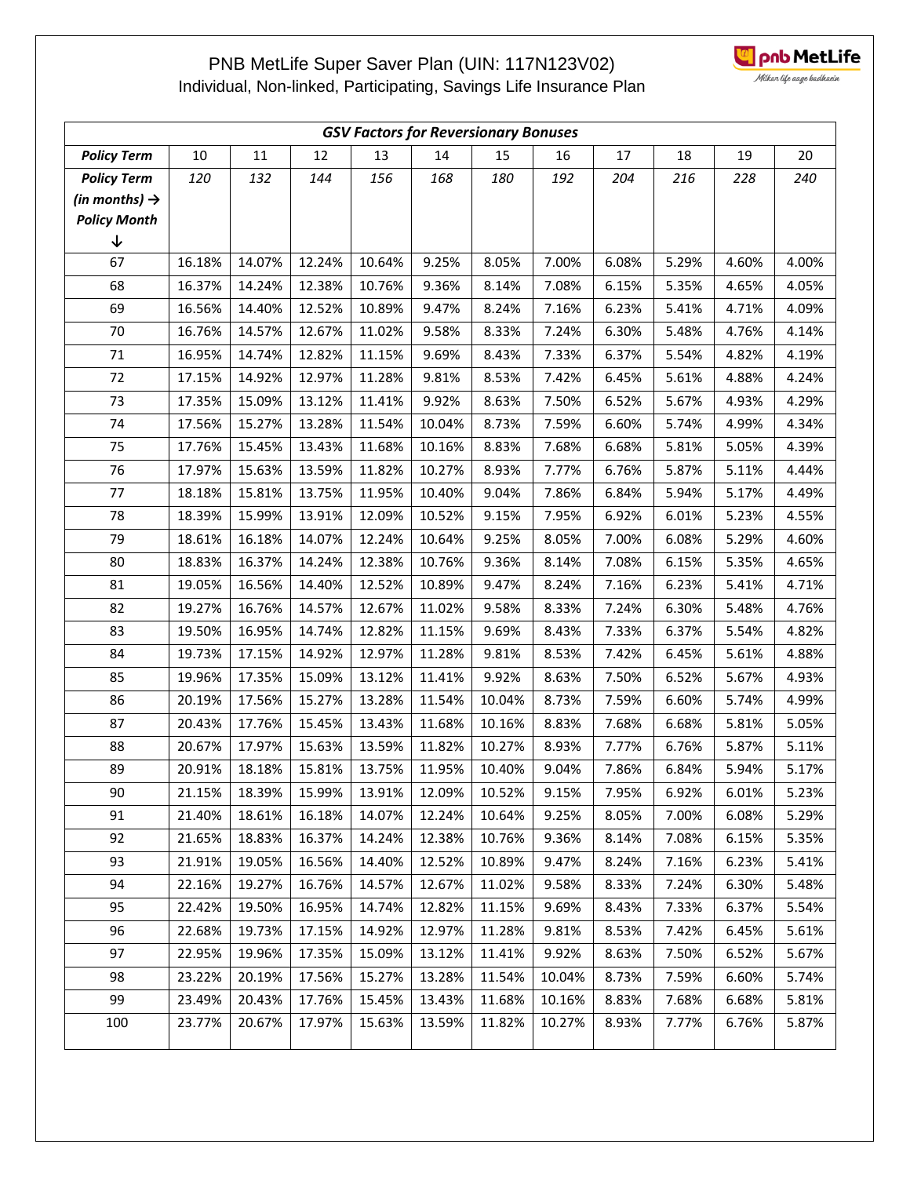PNB MetLife Super Saver Plan (UIN: 117N123V02)
Individual, Non-linked, Participating, Savings Life Insurance Plan

| ***GSV Factors for Reversionary Bonuses*** | | | | | | | | | | | |
|---|---|---|---|---|---|---|---|---|---|---|---|
| ***Policy Term*** | 10 | 11 | 12 | 13 | 14 | 15 | 16 | 17 | 18 | 19 | 20 |
| ***Policy Term (in months) →*** ***Policy Month ↓*** | *120* | *132* | *144* | *156* | *168* | *180* | *192* | *204* | *216* | *228* | *240* |
| 67 | 16.18% | 14.07% | 12.24% | 10.64% | 9.25% | 8.05% | 7.00% | 6.08% | 5.29% | 4.60% | 4.00% |
| 68 | 16.37% | 14.24% | 12.38% | 10.76% | 9.36% | 8.14% | 7.08% | 6.15% | 5.35% | 4.65% | 4.05% |
| 69 | 16.56% | 14.40% | 12.52% | 10.89% | 9.47% | 8.24% | 7.16% | 6.23% | 5.41% | 4.71% | 4.09% |
| 70 | 16.76% | 14.57% | 12.67% | 11.02% | 9.58% | 8.33% | 7.24% | 6.30% | 5.48% | 4.76% | 4.14% |
| 71 | 16.95% | 14.74% | 12.82% | 11.15% | 9.69% | 8.43% | 7.33% | 6.37% | 5.54% | 4.82% | 4.19% |
| 72 | 17.15% | 14.92% | 12.97% | 11.28% | 9.81% | 8.53% | 7.42% | 6.45% | 5.61% | 4.88% | 4.24% |
| 73 | 17.35% | 15.09% | 13.12% | 11.41% | 9.92% | 8.63% | 7.50% | 6.52% | 5.67% | 4.93% | 4.29% |
| 74 | 17.56% | 15.27% | 13.28% | 11.54% | 10.04% | 8.73% | 7.59% | 6.60% | 5.74% | 4.99% | 4.34% |
| 75 | 17.76% | 15.45% | 13.43% | 11.68% | 10.16% | 8.83% | 7.68% | 6.68% | 5.81% | 5.05% | 4.39% |
| 76 | 17.97% | 15.63% | 13.59% | 11.82% | 10.27% | 8.93% | 7.77% | 6.76% | 5.87% | 5.11% | 4.44% |
| 77 | 18.18% | 15.81% | 13.75% | 11.95% | 10.40% | 9.04% | 7.86% | 6.84% | 5.94% | 5.17% | 4.49% |
| 78 | 18.39% | 15.99% | 13.91% | 12.09% | 10.52% | 9.15% | 7.95% | 6.92% | 6.01% | 5.23% | 4.55% |
| 79 | 18.61% | 16.18% | 14.07% | 12.24% | 10.64% | 9.25% | 8.05% | 7.00% | 6.08% | 5.29% | 4.60% |
| 80 | 18.83% | 16.37% | 14.24% | 12.38% | 10.76% | 9.36% | 8.14% | 7.08% | 6.15% | 5.35% | 4.65% |
| 81 | 19.05% | 16.56% | 14.40% | 12.52% | 10.89% | 9.47% | 8.24% | 7.16% | 6.23% | 5.41% | 4.71% |
| 82 | 19.27% | 16.76% | 14.57% | 12.67% | 11.02% | 9.58% | 8.33% | 7.24% | 6.30% | 5.48% | 4.76% |
| 83 | 19.50% | 16.95% | 14.74% | 12.82% | 11.15% | 9.69% | 8.43% | 7.33% | 6.37% | 5.54% | 4.82% |
| 84 | 19.73% | 17.15% | 14.92% | 12.97% | 11.28% | 9.81% | 8.53% | 7.42% | 6.45% | 5.61% | 4.88% |
| 85 | 19.96% | 17.35% | 15.09% | 13.12% | 11.41% | 9.92% | 8.63% | 7.50% | 6.52% | 5.67% | 4.93% |
| 86 | 20.19% | 17.56% | 15.27% | 13.28% | 11.54% | 10.04% | 8.73% | 7.59% | 6.60% | 5.74% | 4.99% |
| 87 | 20.43% | 17.76% | 15.45% | 13.43% | 11.68% | 10.16% | 8.83% | 7.68% | 6.68% | 5.81% | 5.05% |
| 88 | 20.67% | 17.97% | 15.63% | 13.59% | 11.82% | 10.27% | 8.93% | 7.77% | 6.76% | 5.87% | 5.11% |
| 89 | 20.91% | 18.18% | 15.81% | 13.75% | 11.95% | 10.40% | 9.04% | 7.86% | 6.84% | 5.94% | 5.17% |
| 90 | 21.15% | 18.39% | 15.99% | 13.91% | 12.09% | 10.52% | 9.15% | 7.95% | 6.92% | 6.01% | 5.23% |
| 91 | 21.40% | 18.61% | 16.18% | 14.07% | 12.24% | 10.64% | 9.25% | 8.05% | 7.00% | 6.08% | 5.29% |
| 92 | 21.65% | 18.83% | 16.37% | 14.24% | 12.38% | 10.76% | 9.36% | 8.14% | 7.08% | 6.15% | 5.35% |
| 93 | 21.91% | 19.05% | 16.56% | 14.40% | 12.52% | 10.89% | 9.47% | 8.24% | 7.16% | 6.23% | 5.41% |
| 94 | 22.16% | 19.27% | 16.76% | 14.57% | 12.67% | 11.02% | 9.58% | 8.33% | 7.24% | 6.30% | 5.48% |
| 95 | 22.42% | 19.50% | 16.95% | 14.74% | 12.82% | 11.15% | 9.69% | 8.43% | 7.33% | 6.37% | 5.54% |
| 96 | 22.68% | 19.73% | 17.15% | 14.92% | 12.97% | 11.28% | 9.81% | 8.53% | 7.42% | 6.45% | 5.61% |
| 97 | 22.95% | 19.96% | 17.35% | 15.09% | 13.12% | 11.41% | 9.92% | 8.63% | 7.50% | 6.52% | 5.67% |
| 98 | 23.22% | 20.19% | 17.56% | 15.27% | 13.28% | 11.54% | 10.04% | 8.73% | 7.59% | 6.60% | 5.74% |
| 99 | 23.49% | 20.43% | 17.76% | 15.45% | 13.43% | 11.68% | 10.16% | 8.83% | 7.68% | 6.68% | 5.81% |
| 100 | 23.77% | 20.67% | 17.97% | 15.63% | 13.59% | 11.82% | 10.27% | 8.93% | 7.77% | 6.76% | 5.87% |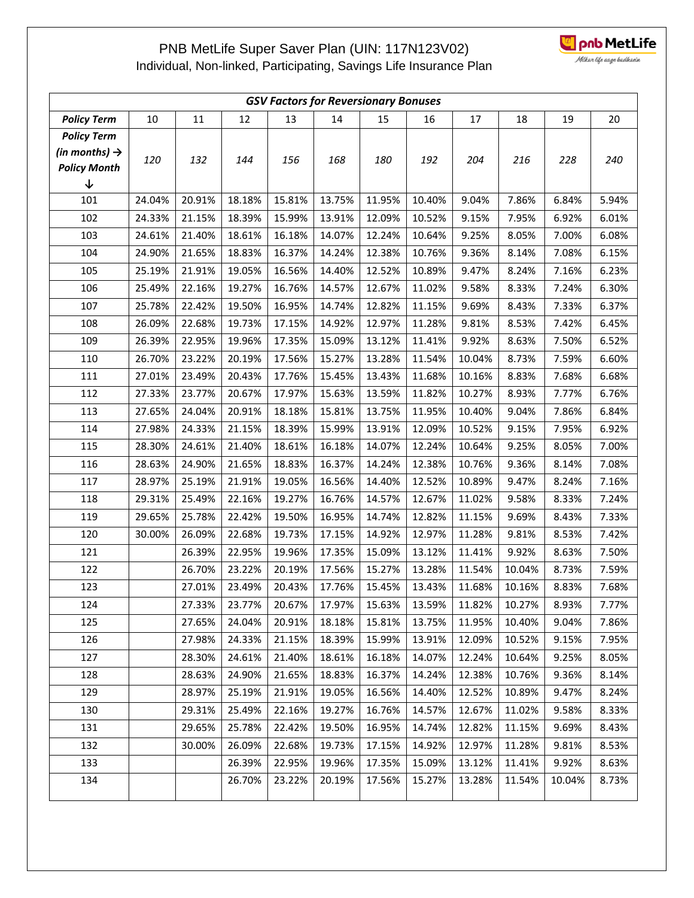PNB MetLife Super Saver Plan (UIN: 117N123V02)
Individual, Non-linked, Participating, Savings Life Insurance Plan

| ***GSV Factors for Reversionary Bonuses*** | | | | | | | | | | | |
|---|---|---|---|---|---|---|---|---|---|---|---|
| ***Policy Term*** | 10 | 11 | 12 | 13 | 14 | 15 | 16 | 17 | 18 | 19 | 20 |
| ***Policy Term (in months) → Policy Month ↓*** | *120* | *132* | *144* | *156* | *168* | *180* | *192* | *204* | *216* | *228* | *240* |
| 101 | 24.04% | 20.91% | 18.18% | 15.81% | 13.75% | 11.95% | 10.40% | 9.04% | 7.86% | 6.84% | 5.94% |
| 102 | 24.33% | 21.15% | 18.39% | 15.99% | 13.91% | 12.09% | 10.52% | 9.15% | 7.95% | 6.92% | 6.01% |
| 103 | 24.61% | 21.40% | 18.61% | 16.18% | 14.07% | 12.24% | 10.64% | 9.25% | 8.05% | 7.00% | 6.08% |
| 104 | 24.90% | 21.65% | 18.83% | 16.37% | 14.24% | 12.38% | 10.76% | 9.36% | 8.14% | 7.08% | 6.15% |
| 105 | 25.19% | 21.91% | 19.05% | 16.56% | 14.40% | 12.52% | 10.89% | 9.47% | 8.24% | 7.16% | 6.23% |
| 106 | 25.49% | 22.16% | 19.27% | 16.76% | 14.57% | 12.67% | 11.02% | 9.58% | 8.33% | 7.24% | 6.30% |
| 107 | 25.78% | 22.42% | 19.50% | 16.95% | 14.74% | 12.82% | 11.15% | 9.69% | 8.43% | 7.33% | 6.37% |
| 108 | 26.09% | 22.68% | 19.73% | 17.15% | 14.92% | 12.97% | 11.28% | 9.81% | 8.53% | 7.42% | 6.45% |
| 109 | 26.39% | 22.95% | 19.96% | 17.35% | 15.09% | 13.12% | 11.41% | 9.92% | 8.63% | 7.50% | 6.52% |
| 110 | 26.70% | 23.22% | 20.19% | 17.56% | 15.27% | 13.28% | 11.54% | 10.04% | 8.73% | 7.59% | 6.60% |
| 111 | 27.01% | 23.49% | 20.43% | 17.76% | 15.45% | 13.43% | 11.68% | 10.16% | 8.83% | 7.68% | 6.68% |
| 112 | 27.33% | 23.77% | 20.67% | 17.97% | 15.63% | 13.59% | 11.82% | 10.27% | 8.93% | 7.77% | 6.76% |
| 113 | 27.65% | 24.04% | 20.91% | 18.18% | 15.81% | 13.75% | 11.95% | 10.40% | 9.04% | 7.86% | 6.84% |
| 114 | 27.98% | 24.33% | 21.15% | 18.39% | 15.99% | 13.91% | 12.09% | 10.52% | 9.15% | 7.95% | 6.92% |
| 115 | 28.30% | 24.61% | 21.40% | 18.61% | 16.18% | 14.07% | 12.24% | 10.64% | 9.25% | 8.05% | 7.00% |
| 116 | 28.63% | 24.90% | 21.65% | 18.83% | 16.37% | 14.24% | 12.38% | 10.76% | 9.36% | 8.14% | 7.08% |
| 117 | 28.97% | 25.19% | 21.91% | 19.05% | 16.56% | 14.40% | 12.52% | 10.89% | 9.47% | 8.24% | 7.16% |
| 118 | 29.31% | 25.49% | 22.16% | 19.27% | 16.76% | 14.57% | 12.67% | 11.02% | 9.58% | 8.33% | 7.24% |
| 119 | 29.65% | 25.78% | 22.42% | 19.50% | 16.95% | 14.74% | 12.82% | 11.15% | 9.69% | 8.43% | 7.33% |
| 120 | 30.00% | 26.09% | 22.68% | 19.73% | 17.15% | 14.92% | 12.97% | 11.28% | 9.81% | 8.53% | 7.42% |
| 121 | | 26.39% | 22.95% | 19.96% | 17.35% | 15.09% | 13.12% | 11.41% | 9.92% | 8.63% | 7.50% |
| 122 | | 26.70% | 23.22% | 20.19% | 17.56% | 15.27% | 13.28% | 11.54% | 10.04% | 8.73% | 7.59% |
| 123 | | 27.01% | 23.49% | 20.43% | 17.76% | 15.45% | 13.43% | 11.68% | 10.16% | 8.83% | 7.68% |
| 124 | | 27.33% | 23.77% | 20.67% | 17.97% | 15.63% | 13.59% | 11.82% | 10.27% | 8.93% | 7.77% |
| 125 | | 27.65% | 24.04% | 20.91% | 18.18% | 15.81% | 13.75% | 11.95% | 10.40% | 9.04% | 7.86% |
| 126 | | 27.98% | 24.33% | 21.15% | 18.39% | 15.99% | 13.91% | 12.09% | 10.52% | 9.15% | 7.95% |
| 127 | | 28.30% | 24.61% | 21.40% | 18.61% | 16.18% | 14.07% | 12.24% | 10.64% | 9.25% | 8.05% |
| 128 | | 28.63% | 24.90% | 21.65% | 18.83% | 16.37% | 14.24% | 12.38% | 10.76% | 9.36% | 8.14% |
| 129 | | 28.97% | 25.19% | 21.91% | 19.05% | 16.56% | 14.40% | 12.52% | 10.89% | 9.47% | 8.24% |
| 130 | | 29.31% | 25.49% | 22.16% | 19.27% | 16.76% | 14.57% | 12.67% | 11.02% | 9.58% | 8.33% |
| 131 | | 29.65% | 25.78% | 22.42% | 19.50% | 16.95% | 14.74% | 12.82% | 11.15% | 9.69% | 8.43% |
| 132 | | 30.00% | 26.09% | 22.68% | 19.73% | 17.15% | 14.92% | 12.97% | 11.28% | 9.81% | 8.53% |
| 133 | | | 26.39% | 22.95% | 19.96% | 17.35% | 15.09% | 13.12% | 11.41% | 9.92% | 8.63% |
| 134 | | | 26.70% | 23.22% | 20.19% | 17.56% | 15.27% | 13.28% | 11.54% | 10.04% | 8.73% |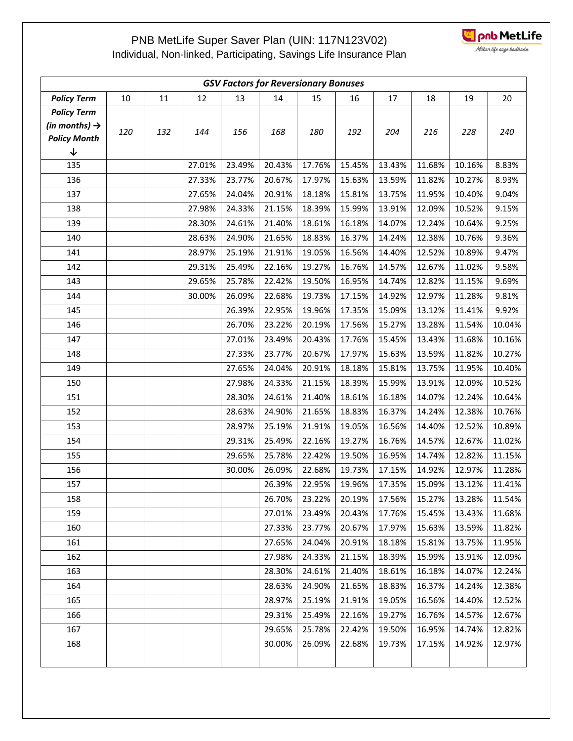PNB MetLife Super Saver Plan (UIN: 117N123V02)
Individual, Non-linked, Participating, Savings Life Insurance Plan

| GSV Factors for Reversionary Bonuses | | | | | | | | | | |
|---|---|---|---|---|---|---|---|---|---|---|
| **Policy Term** | 10 | 11 | 12 | 13 | 14 | 15 | 16 | 17 | 18 | 19 | 20 |
| **Policy Term (in months) → Policy Month ↓** | *120* | *132* | *144* | *156* | *168* | *180* | *192* | *204* | *216* | *228* | *240* |
| 135 | | | 27.01% | 23.49% | 20.43% | 17.76% | 15.45% | 13.43% | 11.68% | 10.16% | 8.83% |
| 136 | | | 27.33% | 23.77% | 20.67% | 17.97% | 15.63% | 13.59% | 11.82% | 10.27% | 8.93% |
| 137 | | | 27.65% | 24.04% | 20.91% | 18.18% | 15.81% | 13.75% | 11.95% | 10.40% | 9.04% |
| 138 | | | 27.98% | 24.33% | 21.15% | 18.39% | 15.99% | 13.91% | 12.09% | 10.52% | 9.15% |
| 139 | | | 28.30% | 24.61% | 21.40% | 18.61% | 16.18% | 14.07% | 12.24% | 10.64% | 9.25% |
| 140 | | | 28.63% | 24.90% | 21.65% | 18.83% | 16.37% | 14.24% | 12.38% | 10.76% | 9.36% |
| 141 | | | 28.97% | 25.19% | 21.91% | 19.05% | 16.56% | 14.40% | 12.52% | 10.89% | 9.47% |
| 142 | | | 29.31% | 25.49% | 22.16% | 19.27% | 16.76% | 14.57% | 12.67% | 11.02% | 9.58% |
| 143 | | | 29.65% | 25.78% | 22.42% | 19.50% | 16.95% | 14.74% | 12.82% | 11.15% | 9.69% |
| 144 | | | 30.00% | 26.09% | 22.68% | 19.73% | 17.15% | 14.92% | 12.97% | 11.28% | 9.81% |
| 145 | | | | 26.39% | 22.95% | 19.96% | 17.35% | 15.09% | 13.12% | 11.41% | 9.92% |
| 146 | | | | 26.70% | 23.22% | 20.19% | 17.56% | 15.27% | 13.28% | 11.54% | 10.04% |
| 147 | | | | 27.01% | 23.49% | 20.43% | 17.76% | 15.45% | 13.43% | 11.68% | 10.16% |
| 148 | | | | 27.33% | 23.77% | 20.67% | 17.97% | 15.63% | 13.59% | 11.82% | 10.27% |
| 149 | | | | 27.65% | 24.04% | 20.91% | 18.18% | 15.81% | 13.75% | 11.95% | 10.40% |
| 150 | | | | 27.98% | 24.33% | 21.15% | 18.39% | 15.99% | 13.91% | 12.09% | 10.52% |
| 151 | | | | 28.30% | 24.61% | 21.40% | 18.61% | 16.18% | 14.07% | 12.24% | 10.64% |
| 152 | | | | 28.63% | 24.90% | 21.65% | 18.83% | 16.37% | 14.24% | 12.38% | 10.76% |
| 153 | | | | 28.97% | 25.19% | 21.91% | 19.05% | 16.56% | 14.40% | 12.52% | 10.89% |
| 154 | | | | 29.31% | 25.49% | 22.16% | 19.27% | 16.76% | 14.57% | 12.67% | 11.02% |
| 155 | | | | 29.65% | 25.78% | 22.42% | 19.50% | 16.95% | 14.74% | 12.82% | 11.15% |
| 156 | | | | 30.00% | 26.09% | 22.68% | 19.73% | 17.15% | 14.92% | 12.97% | 11.28% |
| 157 | | | | | 26.39% | 22.95% | 19.96% | 17.35% | 15.09% | 13.12% | 11.41% |
| 158 | | | | | 26.70% | 23.22% | 20.19% | 17.56% | 15.27% | 13.28% | 11.54% |
| 159 | | | | | 27.01% | 23.49% | 20.43% | 17.76% | 15.45% | 13.43% | 11.68% |
| 160 | | | | | 27.33% | 23.77% | 20.67% | 17.97% | 15.63% | 13.59% | 11.82% |
| 161 | | | | | 27.65% | 24.04% | 20.91% | 18.18% | 15.81% | 13.75% | 11.95% |
| 162 | | | | | 27.98% | 24.33% | 21.15% | 18.39% | 15.99% | 13.91% | 12.09% |
| 163 | | | | | 28.30% | 24.61% | 21.40% | 18.61% | 16.18% | 14.07% | 12.24% |
| 164 | | | | | 28.63% | 24.90% | 21.65% | 18.83% | 16.37% | 14.24% | 12.38% |
| 165 | | | | | 28.97% | 25.19% | 21.91% | 19.05% | 16.56% | 14.40% | 12.52% |
| 166 | | | | | 29.31% | 25.49% | 22.16% | 19.27% | 16.76% | 14.57% | 12.67% |
| 167 | | | | | 29.65% | 25.78% | 22.42% | 19.50% | 16.95% | 14.74% | 12.82% |
| 168 | | | | | 30.00% | 26.09% | 22.68% | 19.73% | 17.15% | 14.92% | 12.97% |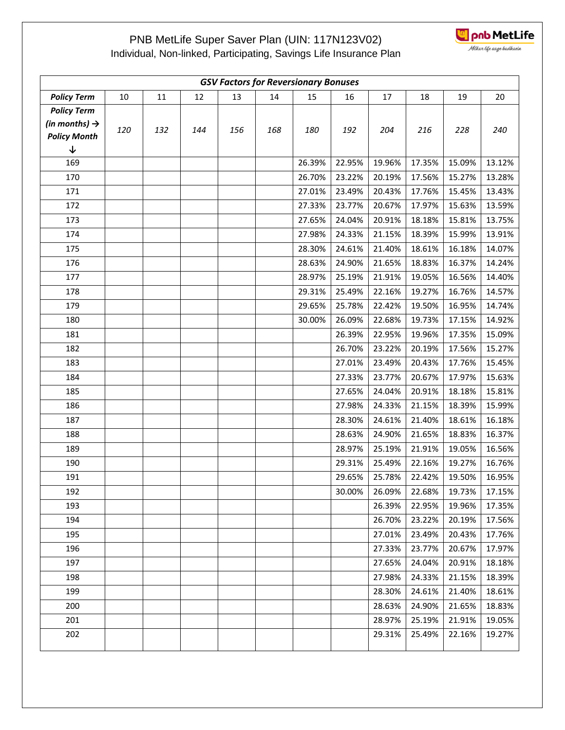PNB MetLife Super Saver Plan (UIN: 117N123V02)
Individual, Non-linked, Participating, Savings Life Insurance Plan

| GSV Factors for Reversionary Bonuses | | | | | | | | | | | |
|---|---|---|---|---|---|---|---|---|---|---|---|
| **Policy Term** | 10 | 11 | 12 | 13 | 14 | 15 | 16 | 17 | 18 | 19 | 20 |
| **Policy Term (in months) → Policy Month ↓** | *120* | *132* | *144* | *156* | *168* | *180* | *192* | *204* | *216* | *228* | *240* |
| 169 | | | | | | 26.39% | 22.95% | 19.96% | 17.35% | 15.09% | 13.12% |
| 170 | | | | | | 26.70% | 23.22% | 20.19% | 17.56% | 15.27% | 13.28% |
| 171 | | | | | | 27.01% | 23.49% | 20.43% | 17.76% | 15.45% | 13.43% |
| 172 | | | | | | 27.33% | 23.77% | 20.67% | 17.97% | 15.63% | 13.59% |
| 173 | | | | | | 27.65% | 24.04% | 20.91% | 18.18% | 15.81% | 13.75% |
| 174 | | | | | | 27.98% | 24.33% | 21.15% | 18.39% | 15.99% | 13.91% |
| 175 | | | | | | 28.30% | 24.61% | 21.40% | 18.61% | 16.18% | 14.07% |
| 176 | | | | | | 28.63% | 24.90% | 21.65% | 18.83% | 16.37% | 14.24% |
| 177 | | | | | | 28.97% | 25.19% | 21.91% | 19.05% | 16.56% | 14.40% |
| 178 | | | | | | 29.31% | 25.49% | 22.16% | 19.27% | 16.76% | 14.57% |
| 179 | | | | | | 29.65% | 25.78% | 22.42% | 19.50% | 16.95% | 14.74% |
| 180 | | | | | | 30.00% | 26.09% | 22.68% | 19.73% | 17.15% | 14.92% |
| 181 | | | | | | | 26.39% | 22.95% | 19.96% | 17.35% | 15.09% |
| 182 | | | | | | | 26.70% | 23.22% | 20.19% | 17.56% | 15.27% |
| 183 | | | | | | | 27.01% | 23.49% | 20.43% | 17.76% | 15.45% |
| 184 | | | | | | | 27.33% | 23.77% | 20.67% | 17.97% | 15.63% |
| 185 | | | | | | | 27.65% | 24.04% | 20.91% | 18.18% | 15.81% |
| 186 | | | | | | | 27.98% | 24.33% | 21.15% | 18.39% | 15.99% |
| 187 | | | | | | | 28.30% | 24.61% | 21.40% | 18.61% | 16.18% |
| 188 | | | | | | | 28.63% | 24.90% | 21.65% | 18.83% | 16.37% |
| 189 | | | | | | | 28.97% | 25.19% | 21.91% | 19.05% | 16.56% |
| 190 | | | | | | | 29.31% | 25.49% | 22.16% | 19.27% | 16.76% |
| 191 | | | | | | | 29.65% | 25.78% | 22.42% | 19.50% | 16.95% |
| 192 | | | | | | | 30.00% | 26.09% | 22.68% | 19.73% | 17.15% |
| 193 | | | | | | | | 26.39% | 22.95% | 19.96% | 17.35% |
| 194 | | | | | | | | 26.70% | 23.22% | 20.19% | 17.56% |
| 195 | | | | | | | | 27.01% | 23.49% | 20.43% | 17.76% |
| 196 | | | | | | | | 27.33% | 23.77% | 20.67% | 17.97% |
| 197 | | | | | | | | 27.65% | 24.04% | 20.91% | 18.18% |
| 198 | | | | | | | | 27.98% | 24.33% | 21.15% | 18.39% |
| 199 | | | | | | | | 28.30% | 24.61% | 21.40% | 18.61% |
| 200 | | | | | | | | 28.63% | 24.90% | 21.65% | 18.83% |
| 201 | | | | | | | | 28.97% | 25.19% | 21.91% | 19.05% |
| 202 | | | | | | | | 29.31% | 25.49% | 22.16% | 19.27% |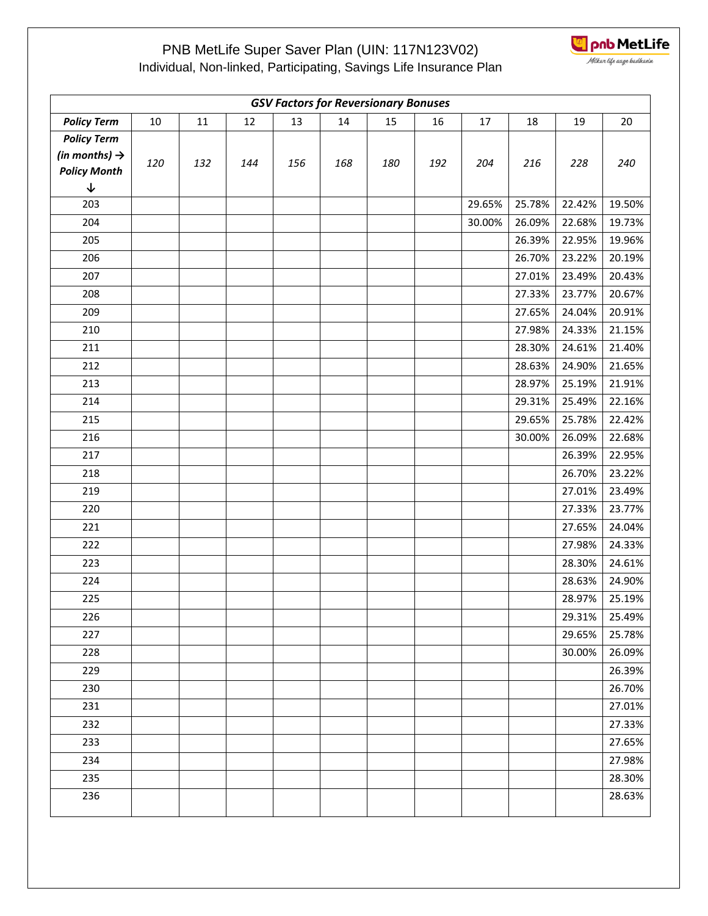**GSV Factors for Reversionary Bonuses**

| *Policy Term* | 10 | 11 | 12 | 13 | 14 | 15 | 16 | 17 | 18 | 19 | 20 |
|---|---|---|---|---|---|---|---|---|---|---|---|
| ***Policy Term (in months) → Policy Month ↓*** | *120* | *132* | *144* | *156* | *168* | *180* | *192* | *204* | *216* | *228* | *240* |
| 203 | | | | | | | | 29.65% | 25.78% | 22.42% | 19.50% |
| 204 | | | | | | | | 30.00% | 26.09% | 22.68% | 19.73% |
| 205 | | | | | | | | | 26.39% | 22.95% | 19.96% |
| 206 | | | | | | | | | 26.70% | 23.22% | 20.19% |
| 207 | | | | | | | | | 27.01% | 23.49% | 20.43% |
| 208 | | | | | | | | | 27.33% | 23.77% | 20.67% |
| 209 | | | | | | | | | 27.65% | 24.04% | 20.91% |
| 210 | | | | | | | | | 27.98% | 24.33% | 21.15% |
| 211 | | | | | | | | | 28.30% | 24.61% | 21.40% |
| 212 | | | | | | | | | 28.63% | 24.90% | 21.65% |
| 213 | | | | | | | | | 28.97% | 25.19% | 21.91% |
| 214 | | | | | | | | | 29.31% | 25.49% | 22.16% |
| 215 | | | | | | | | | 29.65% | 25.78% | 22.42% |
| 216 | | | | | | | | | 30.00% | 26.09% | 22.68% |
| 217 | | | | | | | | | | 26.39% | 22.95% |
| 218 | | | | | | | | | | 26.70% | 23.22% |
| 219 | | | | | | | | | | 27.01% | 23.49% |
| 220 | | | | | | | | | | 27.33% | 23.77% |
| 221 | | | | | | | | | | 27.65% | 24.04% |
| 222 | | | | | | | | | | 27.98% | 24.33% |
| 223 | | | | | | | | | | 28.30% | 24.61% |
| 224 | | | | | | | | | | 28.63% | 24.90% |
| 225 | | | | | | | | | | 28.97% | 25.19% |
| 226 | | | | | | | | | | 29.31% | 25.49% |
| 227 | | | | | | | | | | 29.65% | 25.78% |
| 228 | | | | | | | | | | 30.00% | 26.09% |
| 229 | | | | | | | | | | | 26.39% |
| 230 | | | | | | | | | | | 26.70% |
| 231 | | | | | | | | | | | 27.01% |
| 232 | | | | | | | | | | | 27.33% |
| 233 | | | | | | | | | | | 27.65% |
| 234 | | | | | | | | | | | 27.98% |
| 235 | | | | | | | | | | | 28.30% |
| 236 | | | | | | | | | | | 28.63% |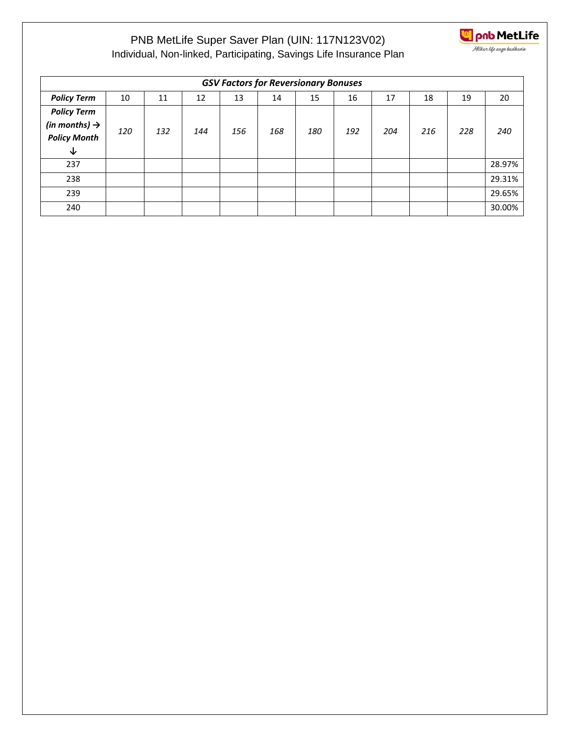| GSV Factors for Reversionary Bonuses | | | | | | | | | | |
|---|---|---|---|---|---|---|---|---|---|---|
| ***Policy Term*** | 10 | 11 | 12 | 13 | 14 | 15 | 16 | 17 | 18 | 19 | 20 |
| ***Policy Term (in months) →*** ***Policy Month ↓*** | *120* | *132* | *144* | *156* | *168* | *180* | *192* | *204* | *216* | *228* | *240* |
| 237 | | | | | | | | | | | 28.97% |
| 238 | | | | | | | | | | | 29.31% |
| 239 | | | | | | | | | | | 29.65% |
| 240 | | | | | | | | | | | 30.00% |